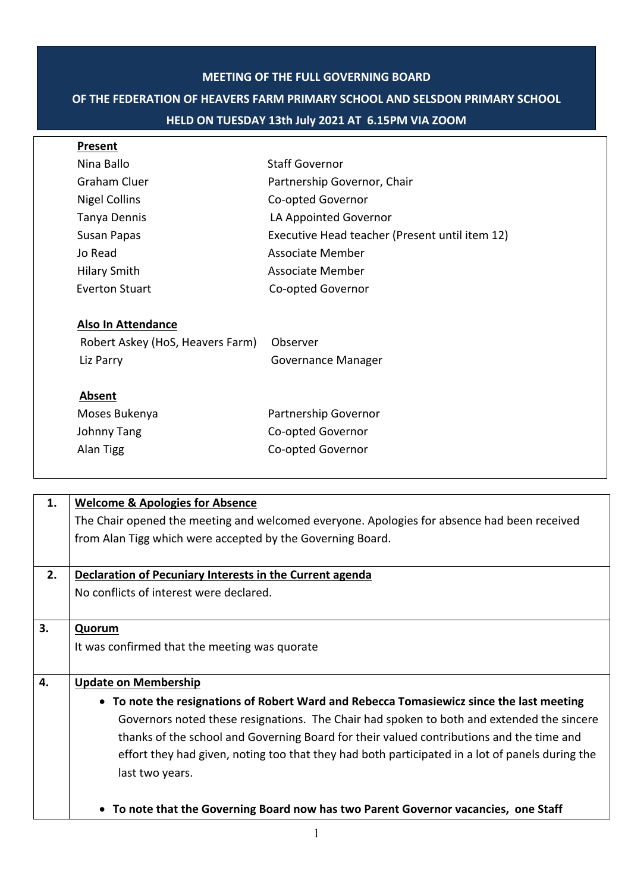# MEETING OF THE FULL GOVERNING BOARD

## OF THE FEDERATION OF HEAVERS FARM PRIMARY SCHOOL AND SELSDON PRIMARY SCHOOL

## HELD ON TUESDAY 13th July 2021 AT 6.15PM VIA ZOOM

**Present**

| | |
|---|---|
| Nina Ballo | Staff Governor |
| Graham Cluer | Partnership Governor, Chair |
| Nigel Collins | Co-opted Governor |
| Tanya Dennis | LA Appointed Governor |
| Susan Papas | Executive Head teacher (Present until item 12) |
| Jo Read | Associate Member |
| Hilary Smith | Associate Member |
| Everton Stuart | Co-opted Governor |

**Also In Attendance**

| | |
|---|---|
| Robert Askey (HoS, Heavers Farm) | Observer |
| Liz Parry | Governance Manager |

**Absent**

| | |
|---|---|
| Moses Bukenya | Partnership Governor |
| Johnny Tang | Co-opted Governor |
| Alan Tigg | Co-opted Governor |

| | |
|---|---|
| **1.** | **Welcome & Apologies for Absence**<br>The Chair opened the meeting and welcomed everyone. Apologies for absence had been received from Alan Tigg which were accepted by the Governing Board. |
| **2.** | **Declaration of Pecuniary Interests in the Current agenda**<br>No conflicts of interest were declared. |
| **3.** | **Quorum**<br>It was confirmed that the meeting was quorate |
| **4.** | **Update on Membership**<br>• **To note the resignations of Robert Ward and Rebecca Tomasiewicz since the last meeting**<br>Governors noted these resignations. The Chair had spoken to both and extended the sincere thanks of the school and Governing Board for their valued contributions and the time and effort they had given, noting too that they had both participated in a lot of panels during the last two years.<br><br>• **To note that the Governing Board now has two Parent Governor vacancies, one Staff** |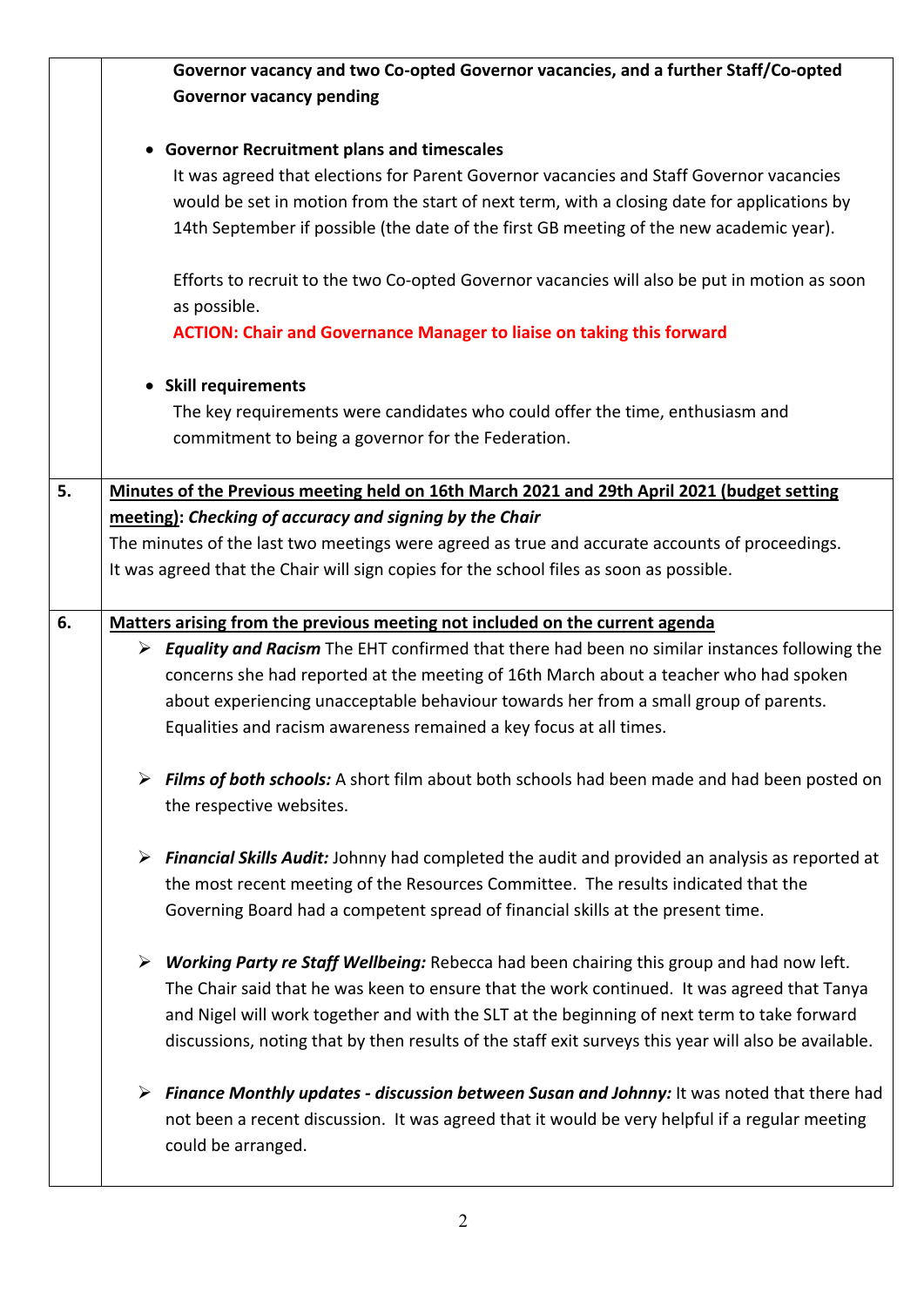| | |
|---|---|
| | **Governor vacancy and two Co-opted Governor vacancies, and a further Staff/Co-opted Governor vacancy pending**<br><br>• **Governor Recruitment plans and timescales**<br>It was agreed that elections for Parent Governor vacancies and Staff Governor vacancies would be set in motion from the start of next term, with a closing date for applications by 14th September if possible (the date of the first GB meeting of the new academic year).<br><br>Efforts to recruit to the two Co-opted Governor vacancies will also be put in motion as soon as possible.<br>**ACTION: Chair and Governance Manager to liaise on taking this forward**<br><br>• **Skill requirements**<br>The key requirements were candidates who could offer the time, enthusiasm and commitment to being a governor for the Federation. |
| **5.** | **Minutes of the Previous meeting held on 16th March 2021 and 29th April 2021 (budget setting meeting):** ***Checking of accuracy and signing by the Chair***<br>The minutes of the last two meetings were agreed as true and accurate accounts of proceedings. It was agreed that the Chair will sign copies for the school files as soon as possible. |
| **6.** | **Matters arising from the previous meeting not included on the current agenda**<br>➢ ***Equality and Racism*** The EHT confirmed that there had been no similar instances following the concerns she had reported at the meeting of 16th March about a teacher who had spoken about experiencing unacceptable behaviour towards her from a small group of parents. Equalities and racism awareness remained a key focus at all times.<br><br>➢ ***Films of both schools:*** A short film about both schools had been made and had been posted on the respective websites.<br><br>➢ ***Financial Skills Audit:*** Johnny had completed the audit and provided an analysis as reported at the most recent meeting of the Resources Committee. The results indicated that the Governing Board had a competent spread of financial skills at the present time.<br><br>➢ ***Working Party re Staff Wellbeing:*** Rebecca had been chairing this group and had now left. The Chair said that he was keen to ensure that the work continued. It was agreed that Tanya and Nigel will work together and with the SLT at the beginning of next term to take forward discussions, noting that by then results of the staff exit surveys this year will also be available.<br><br>➢ ***Finance Monthly updates - discussion between Susan and Johnny:*** It was noted that there had not been a recent discussion. It was agreed that it would be very helpful if a regular meeting could be arranged. |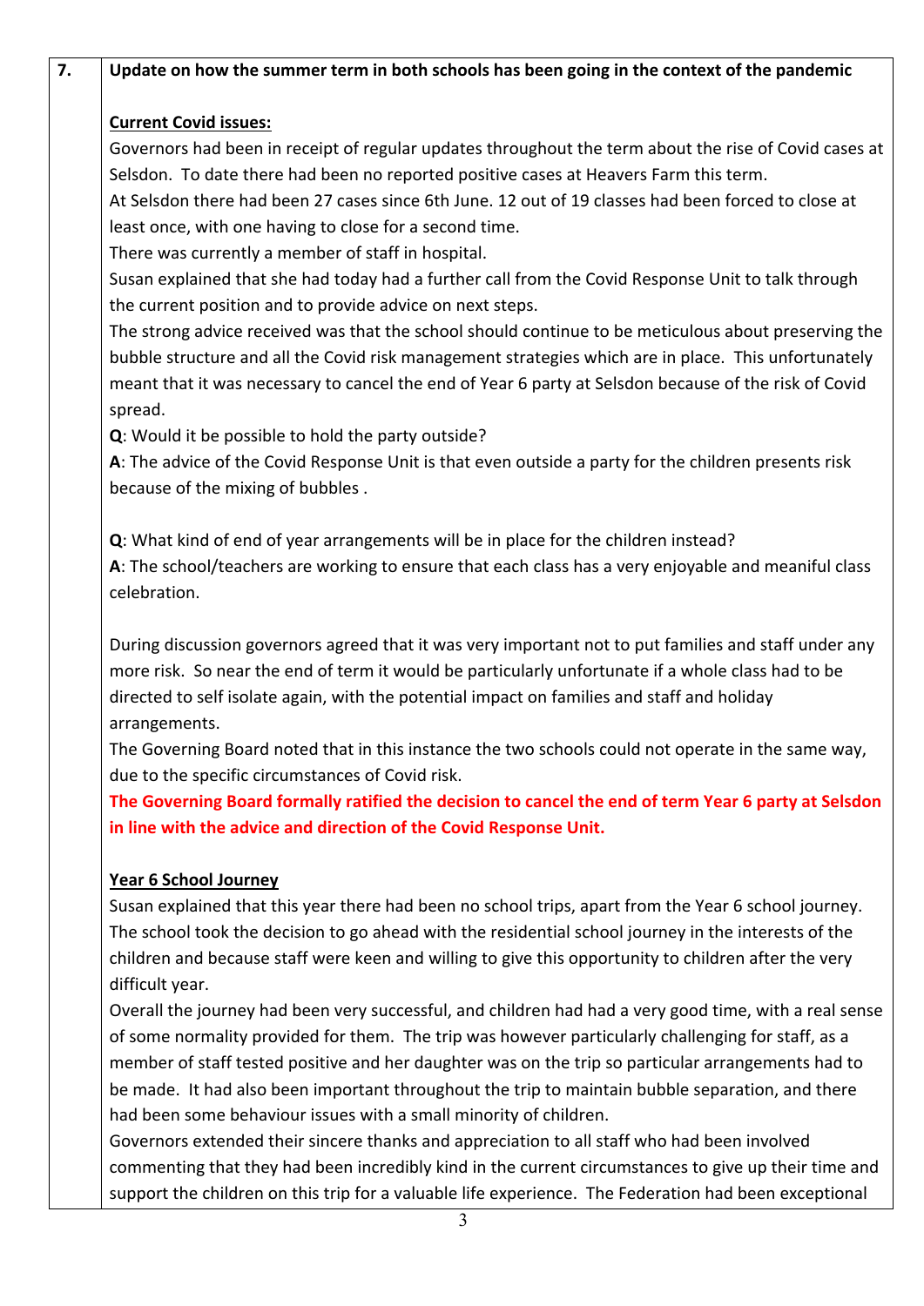| 7. | **Update on how the summer term in both schools has been going in the context of the pandemic** |
|---|---|

**Current Covid issues:**

Governors had been in receipt of regular updates throughout the term about the rise of Covid cases at Selsdon. To date there had been no reported positive cases at Heavers Farm this term.

At Selsdon there had been 27 cases since 6th June. 12 out of 19 classes had been forced to close at least once, with one having to close for a second time.

There was currently a member of staff in hospital.

Susan explained that she had today had a further call from the Covid Response Unit to talk through the current position and to provide advice on next steps.

The strong advice received was that the school should continue to be meticulous about preserving the bubble structure and all the Covid risk management strategies which are in place. This unfortunately meant that it was necessary to cancel the end of Year 6 party at Selsdon because of the risk of Covid spread.

**Q**: Would it be possible to hold the party outside?

**A**: The advice of the Covid Response Unit is that even outside a party for the children presents risk because of the mixing of bubbles .

**Q**: What kind of end of year arrangements will be in place for the children instead?

**A**: The school/teachers are working to ensure that each class has a very enjoyable and meaniful class celebration.

During discussion governors agreed that it was very important not to put families and staff under any more risk. So near the end of term it would be particularly unfortunate if a whole class had to be directed to self isolate again, with the potential impact on families and staff and holiday arrangements.

The Governing Board noted that in this instance the two schools could not operate in the same way, due to the specific circumstances of Covid risk.

**The Governing Board formally ratified the decision to cancel the end of term Year 6 party at Selsdon in line with the advice and direction of the Covid Response Unit.**

**Year 6 School Journey**

Susan explained that this year there had been no school trips, apart from the Year 6 school journey. The school took the decision to go ahead with the residential school journey in the interests of the children and because staff were keen and willing to give this opportunity to children after the very difficult year.

Overall the journey had been very successful, and children had had a very good time, with a real sense of some normality provided for them. The trip was however particularly challenging for staff, as a member of staff tested positive and her daughter was on the trip so particular arrangements had to be made. It had also been important throughout the trip to maintain bubble separation, and there had been some behaviour issues with a small minority of children.

Governors extended their sincere thanks and appreciation to all staff who had been involved commenting that they had been incredibly kind in the current circumstances to give up their time and support the children on this trip for a valuable life experience. The Federation had been exceptional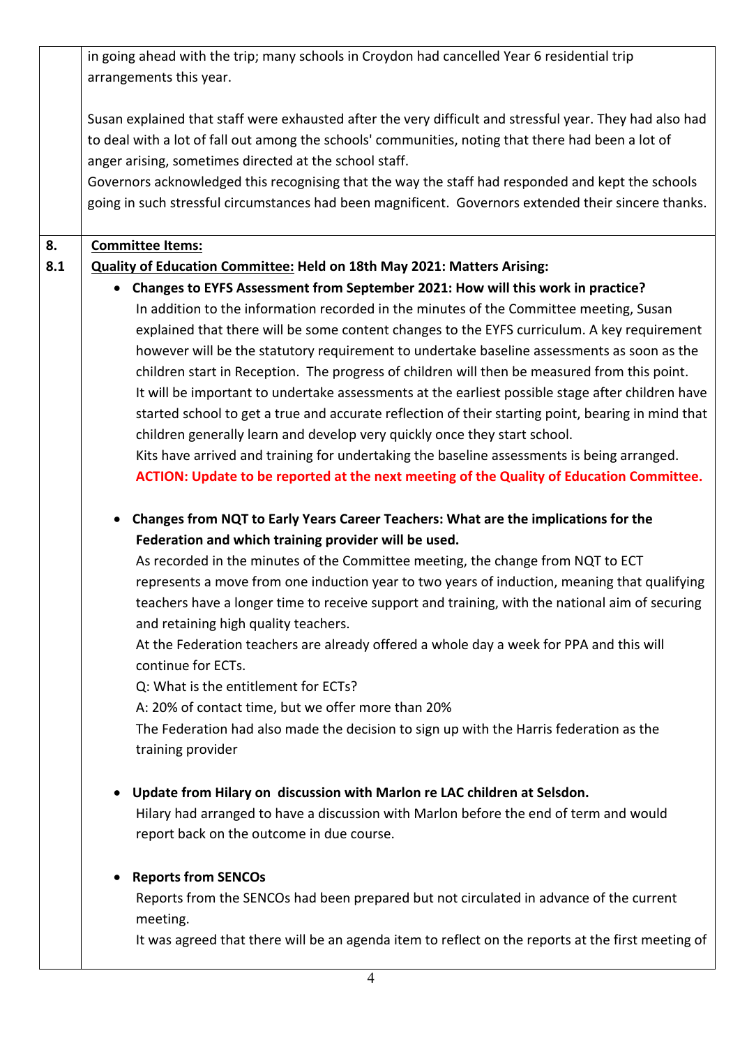| | |
|---|---|
| | in going ahead with the trip; many schools in Croydon had cancelled Year 6 residential trip arrangements this year.<br><br>Susan explained that staff were exhausted after the very difficult and stressful year. They had also had to deal with a lot of fall out among the schools' communities, noting that there had been a lot of anger arising, sometimes directed at the school staff.<br>Governors acknowledged this recognising that the way the staff had responded and kept the schools going in such stressful circumstances had been magnificent. Governors extended their sincere thanks. |
| **8.**<br>**8.1** | **Committee Items:**<br>**Quality of Education Committee: Held on 18th May 2021: Matters Arising:**<br>• **Changes to EYFS Assessment from September 2021: How will this work in practice?**<br>In addition to the information recorded in the minutes of the Committee meeting, Susan explained that there will be some content changes to the EYFS curriculum. A key requirement however will be the statutory requirement to undertake baseline assessments as soon as the children start in Reception. The progress of children will then be measured from this point. It will be important to undertake assessments at the earliest possible stage after children have started school to get a true and accurate reflection of their starting point, bearing in mind that children generally learn and develop very quickly once they start school.<br>Kits have arrived and training for undertaking the baseline assessments is being arranged.<br>**ACTION: Update to be reported at the next meeting of the Quality of Education Committee.**<br><br>• **Changes from NQT to Early Years Career Teachers: What are the implications for the Federation and which training provider will be used.**<br>As recorded in the minutes of the Committee meeting, the change from NQT to ECT represents a move from one induction year to two years of induction, meaning that qualifying teachers have a longer time to receive support and training, with the national aim of securing and retaining high quality teachers.<br>At the Federation teachers are already offered a whole day a week for PPA and this will continue for ECTs.<br>Q: What is the entitlement for ECTs?<br>A: 20% of contact time, but we offer more than 20%<br>The Federation had also made the decision to sign up with the Harris federation as the training provider<br><br>• **Update from Hilary on discussion with Marlon re LAC children at Selsdon.**<br>Hilary had arranged to have a discussion with Marlon before the end of term and would report back on the outcome in due course.<br><br>• **Reports from SENCOs**<br>Reports from the SENCOs had been prepared but not circulated in advance of the current meeting.<br>It was agreed that there will be an agenda item to reflect on the reports at the first meeting of |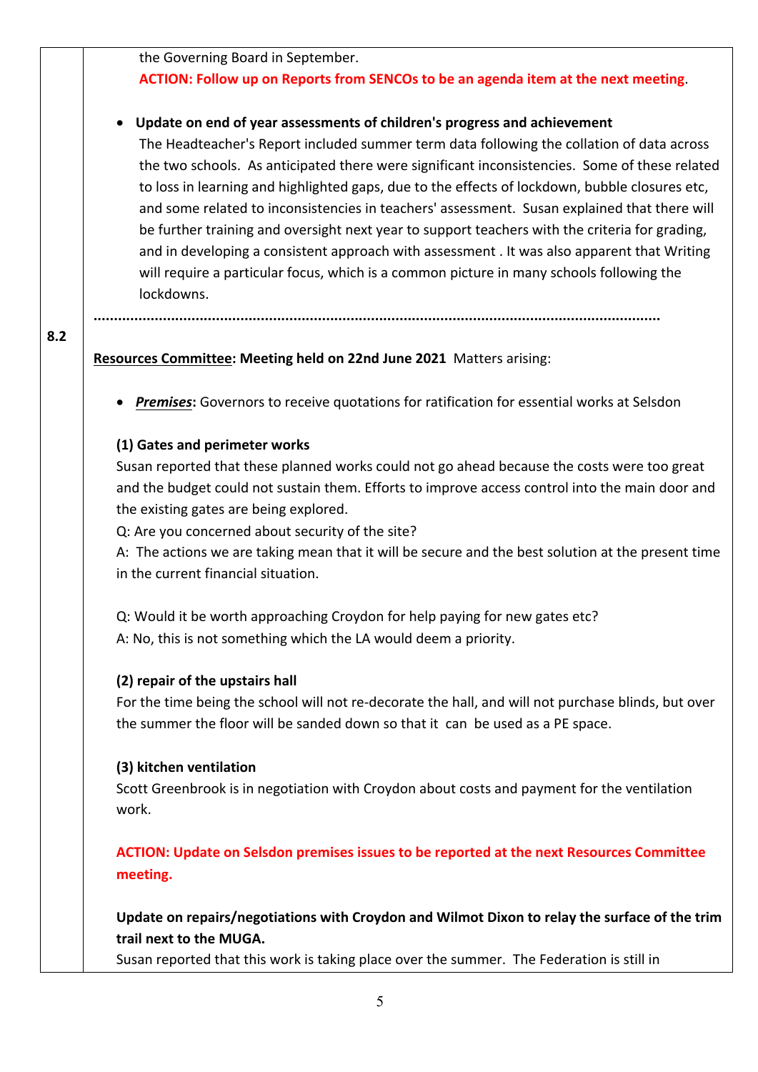the Governing Board in September.

**ACTION: Follow up on Reports from SENCOs to be an agenda item at the next meeting**.

- **Update on end of year assessments of children's progress and achievement**

The Headteacher's Report included summer term data following the collation of data across the two schools. As anticipated there were significant inconsistencies. Some of these related to loss in learning and highlighted gaps, due to the effects of lockdown, bubble closures etc, and some related to inconsistencies in teachers' assessment. Susan explained that there will be further training and oversight next year to support teachers with the criteria for grading, and in developing a consistent approach with assessment . It was also apparent that Writing will require a particular focus, which is a common picture in many schools following the lockdowns.

……………………………………………………………………………………………………………………………

8.2

**Resources Committee: Meeting held on 22nd June 2021** Matters arising:

- ***Premises*****:** Governors to receive quotations for ratification for essential works at Selsdon

**(1) Gates and perimeter works**

Susan reported that these planned works could not go ahead because the costs were too great and the budget could not sustain them. Efforts to improve access control into the main door and the existing gates are being explored.

Q: Are you concerned about security of the site?

A: The actions we are taking mean that it will be secure and the best solution at the present time in the current financial situation.

Q: Would it be worth approaching Croydon for help paying for new gates etc?

A: No, this is not something which the LA would deem a priority.

**(2) repair of the upstairs hall**

For the time being the school will not re-decorate the hall, and will not purchase blinds, but over the summer the floor will be sanded down so that it can be used as a PE space.

**(3) kitchen ventilation**

Scott Greenbrook is in negotiation with Croydon about costs and payment for the ventilation work.

**ACTION: Update on Selsdon premises issues to be reported at the next Resources Committee meeting.**

**Update on repairs/negotiations with Croydon and Wilmot Dixon to relay the surface of the trim trail next to the MUGA.**

Susan reported that this work is taking place over the summer. The Federation is still in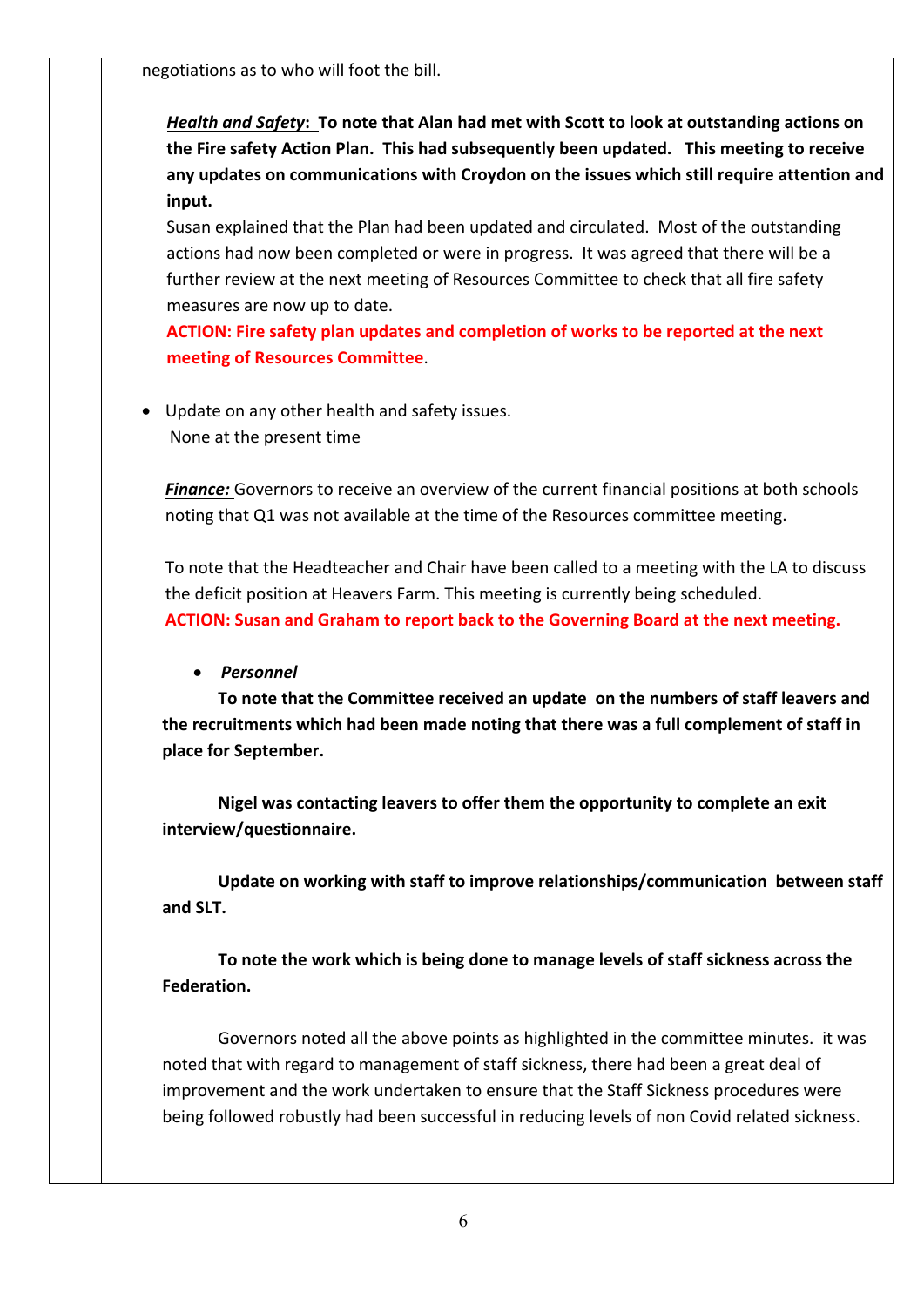negotiations as to who will foot the bill.

***Health and Safety*: To note that Alan had met with Scott to look at outstanding actions on the Fire safety Action Plan. This had subsequently been updated. This meeting to receive any updates on communications with Croydon on the issues which still require attention and input.**

Susan explained that the Plan had been updated and circulated. Most of the outstanding actions had now been completed or were in progress. It was agreed that there will be a further review at the next meeting of Resources Committee to check that all fire safety measures are now up to date.

**ACTION: Fire safety plan updates and completion of works to be reported at the next meeting of Resources Committee**.

- Update on any other health and safety issues.
  None at the present time

***Finance:*** Governors to receive an overview of the current financial positions at both schools noting that Q1 was not available at the time of the Resources committee meeting.

To note that the Headteacher and Chair have been called to a meeting with the LA to discuss the deficit position at Heavers Farm. This meeting is currently being scheduled.

**ACTION: Susan and Graham to report back to the Governing Board at the next meeting.**

- ***Personnel***

**To note that the Committee received an update on the numbers of staff leavers and the recruitments which had been made noting that there was a full complement of staff in place for September.**

**Nigel was contacting leavers to offer them the opportunity to complete an exit interview/questionnaire.**

**Update on working with staff to improve relationships/communication between staff and SLT.**

**To note the work which is being done to manage levels of staff sickness across the Federation.**

Governors noted all the above points as highlighted in the committee minutes. it was noted that with regard to management of staff sickness, there had been a great deal of improvement and the work undertaken to ensure that the Staff Sickness procedures were being followed robustly had been successful in reducing levels of non Covid related sickness.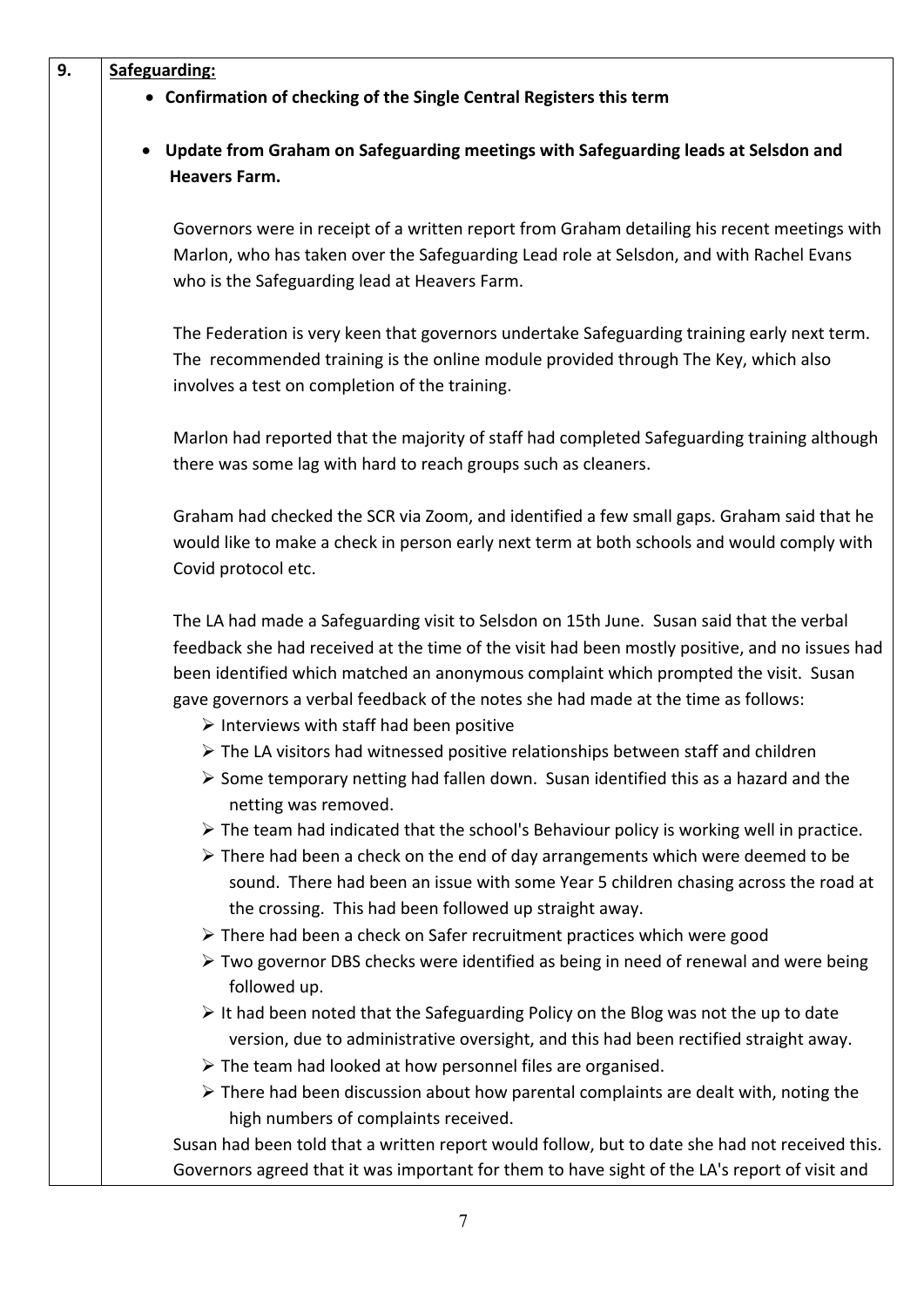| | |
|---|---|
| **9.** | **Safeguarding:**<br>• **Confirmation of checking of the Single Central Registers this term**<br>• **Update from Graham on Safeguarding meetings with Safeguarding leads at Selsdon and Heavers Farm.**<br><br>Governors were in receipt of a written report from Graham detailing his recent meetings with Marlon, who has taken over the Safeguarding Lead role at Selsdon, and with Rachel Evans who is the Safeguarding lead at Heavers Farm.<br><br>The Federation is very keen that governors undertake Safeguarding training early next term. The recommended training is the online module provided through The Key, which also involves a test on completion of the training.<br><br>Marlon had reported that the majority of staff had completed Safeguarding training although there was some lag with hard to reach groups such as cleaners.<br><br>Graham had checked the SCR via Zoom, and identified a few small gaps. Graham said that he would like to make a check in person early next term at both schools and would comply with Covid protocol etc.<br><br>The LA had made a Safeguarding visit to Selsdon on 15th June. Susan said that the verbal feedback she had received at the time of the visit had been mostly positive, and no issues had been identified which matched an anonymous complaint which prompted the visit. Susan gave governors a verbal feedback of the notes she had made at the time as follows:<br>➢ Interviews with staff had been positive<br>➢ The LA visitors had witnessed positive relationships between staff and children<br>➢ Some temporary netting had fallen down. Susan identified this as a hazard and the netting was removed.<br>➢ The team had indicated that the school's Behaviour policy is working well in practice.<br>➢ There had been a check on the end of day arrangements which were deemed to be sound. There had been an issue with some Year 5 children chasing across the road at the crossing. This had been followed up straight away.<br>➢ There had been a check on Safer recruitment practices which were good<br>➢ Two governor DBS checks were identified as being in need of renewal and were being followed up.<br>➢ It had been noted that the Safeguarding Policy on the Blog was not the up to date version, due to administrative oversight, and this had been rectified straight away.<br>➢ The team had looked at how personnel files are organised.<br>➢ There had been discussion about how parental complaints are dealt with, noting the high numbers of complaints received.<br><br>Susan had been told that a written report would follow, but to date she had not received this. Governors agreed that it was important for them to have sight of the LA's report of visit and |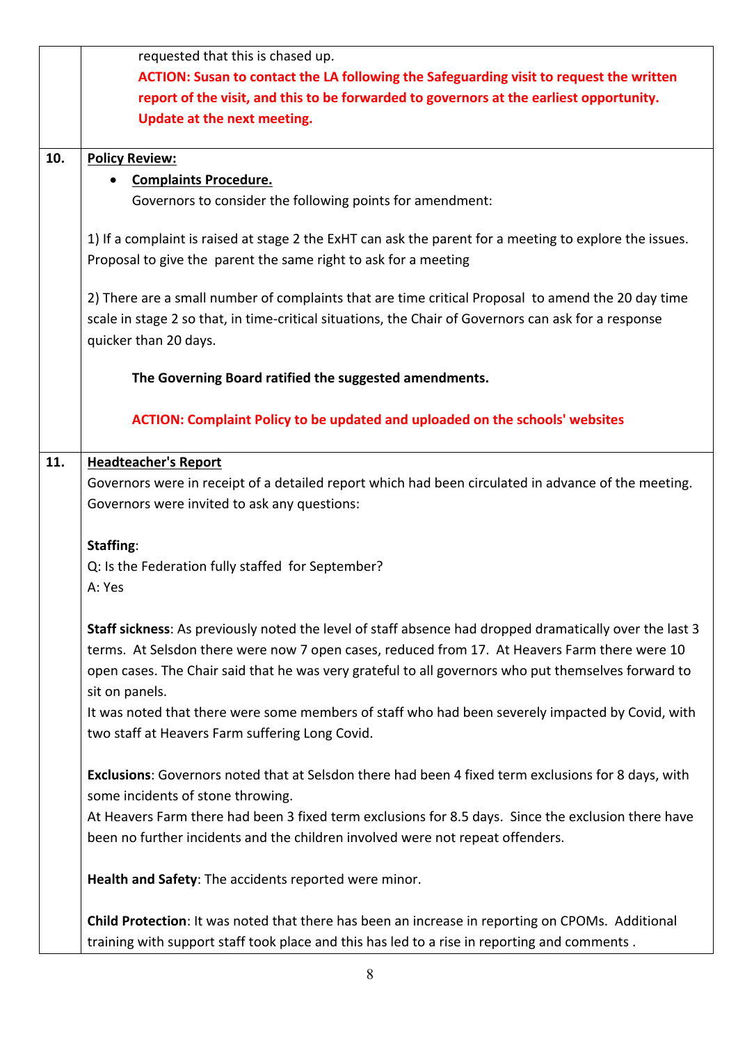| | |
|---|---|
| | requested that this is chased up.<br>**ACTION: Susan to contact the LA following the Safeguarding visit to request the written report of the visit, and this to be forwarded to governors at the earliest opportunity. Update at the next meeting.** |
| **10.** | **Policy Review:**<br>• **Complaints Procedure.**<br>Governors to consider the following points for amendment:<br><br>1) If a complaint is raised at stage 2 the ExHT can ask the parent for a meeting to explore the issues. Proposal to give the parent the same right to ask for a meeting<br><br>2) There are a small number of complaints that are time critical Proposal to amend the 20 day time scale in stage 2 so that, in time-critical situations, the Chair of Governors can ask for a response quicker than 20 days.<br><br>**The Governing Board ratified the suggested amendments.**<br><br>**ACTION: Complaint Policy to be updated and uploaded on the schools' websites** |
| **11.** | **Headteacher's Report**<br>Governors were in receipt of a detailed report which had been circulated in advance of the meeting. Governors were invited to ask any questions:<br><br>**Staffing**:<br>Q: Is the Federation fully staffed for September?<br>A: Yes<br><br>**Staff sickness**: As previously noted the level of staff absence had dropped dramatically over the last 3 terms. At Selsdon there were now 7 open cases, reduced from 17. At Heavers Farm there were 10 open cases. The Chair said that he was very grateful to all governors who put themselves forward to sit on panels.<br>It was noted that there were some members of staff who had been severely impacted by Covid, with two staff at Heavers Farm suffering Long Covid.<br><br>**Exclusions**: Governors noted that at Selsdon there had been 4 fixed term exclusions for 8 days, with some incidents of stone throwing.<br>At Heavers Farm there had been 3 fixed term exclusions for 8.5 days. Since the exclusion there have been no further incidents and the children involved were not repeat offenders.<br><br>**Health and Safety**: The accidents reported were minor.<br><br>**Child Protection**: It was noted that there has been an increase in reporting on CPOMs. Additional training with support staff took place and this has led to a rise in reporting and comments . |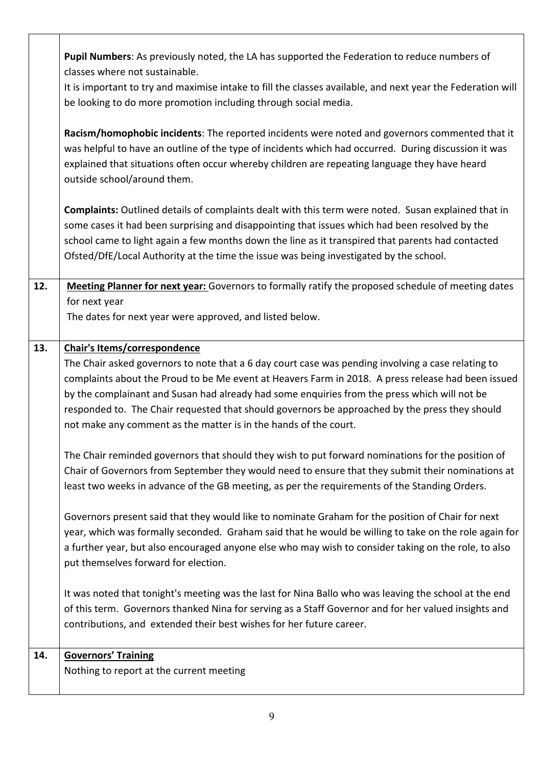|  |  |
|---|---|
|  | **Pupil Numbers**: As previously noted, the LA has supported the Federation to reduce numbers of classes where not sustainable.<br>It is important to try and maximise intake to fill the classes available, and next year the Federation will be looking to do more promotion including through social media.<br><br>**Racism/homophobic incidents**: The reported incidents were noted and governors commented that it was helpful to have an outline of the type of incidents which had occurred. During discussion it was explained that situations often occur whereby children are repeating language they have heard outside school/around them.<br><br>**Complaints:** Outlined details of complaints dealt with this term were noted. Susan explained that in some cases it had been surprising and disappointing that issues which had been resolved by the school came to light again a few months down the line as it transpired that parents had contacted Ofsted/DfE/Local Authority at the time the issue was being investigated by the school. |
| **12.** | **<u>Meeting Planner for next year:</u>** Governors to formally ratify the proposed schedule of meeting dates for next year<br>The dates for next year were approved, and listed below. |
| **13.** | **<u>Chair's Items/correspondence</u>**<br>The Chair asked governors to note that a 6 day court case was pending involving a case relating to complaints about the Proud to be Me event at Heavers Farm in 2018. A press release had been issued by the complainant and Susan had already had some enquiries from the press which will not be responded to. The Chair requested that should governors be approached by the press they should not make any comment as the matter is in the hands of the court.<br><br>The Chair reminded governors that should they wish to put forward nominations for the position of Chair of Governors from September they would need to ensure that they submit their nominations at least two weeks in advance of the GB meeting, as per the requirements of the Standing Orders.<br><br>Governors present said that they would like to nominate Graham for the position of Chair for next year, which was formally seconded. Graham said that he would be willing to take on the role again for a further year, but also encouraged anyone else who may wish to consider taking on the role, to also put themselves forward for election.<br><br>It was noted that tonight's meeting was the last for Nina Ballo who was leaving the school at the end of this term. Governors thanked Nina for serving as a Staff Governor and for her valued insights and contributions, and extended their best wishes for her future career. |
| **14.** | **<u>Governors' Training</u>**<br>Nothing to report at the current meeting |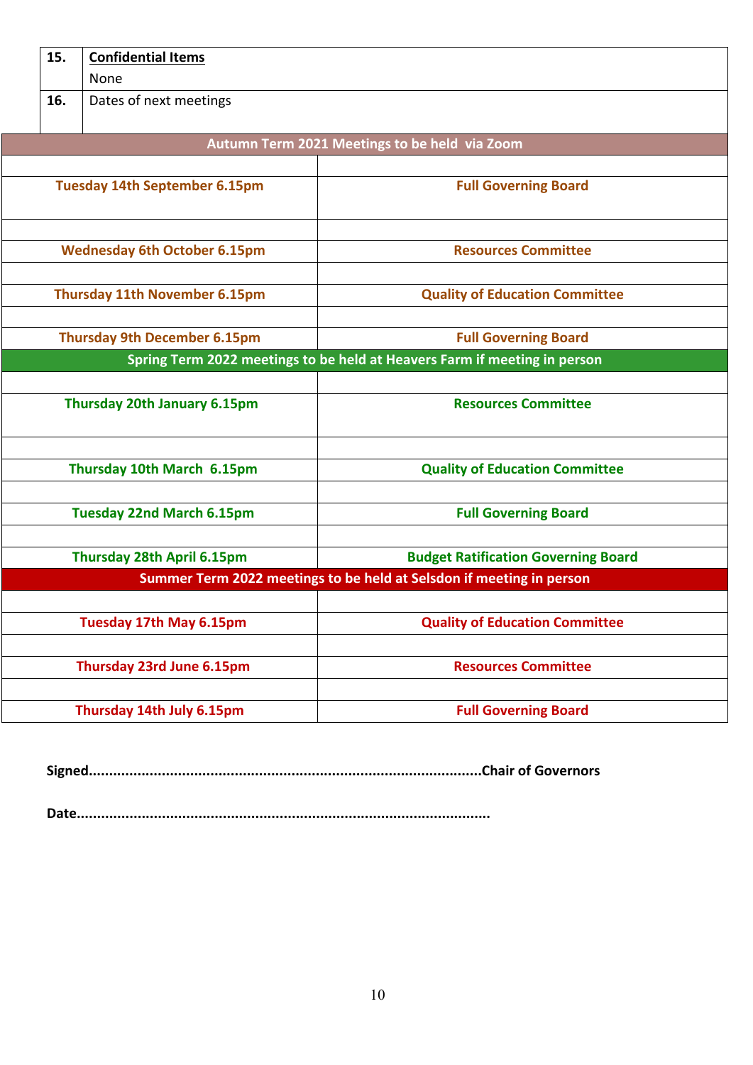| | |
|---|---|
| **15.** | **Confidential Items**<br>None |
| **16.** | Dates of next meetings |

| | |
|---|---|
| **Autumn Term 2021 Meetings to be held via Zoom** | |
| | |
| **Tuesday 14th September 6.15pm** | **Full Governing Board** |
| | |
| **Wednesday 6th October 6.15pm** | **Resources Committee** |
| | |
| **Thursday 11th November 6.15pm** | **Quality of Education Committee** |
| | |
| **Thursday 9th December 6.15pm** | **Full Governing Board** |
| **Spring Term 2022 meetings to be held at Heavers Farm if meeting in person** | |
| | |
| **Thursday 20th January 6.15pm** | **Resources Committee** |
| | |
| **Thursday 10th March 6.15pm** | **Quality of Education Committee** |
| | |
| **Tuesday 22nd March 6.15pm** | **Full Governing Board** |
| | |
| **Thursday 28th April 6.15pm** | **Budget Ratification Governing Board** |
| **Summer Term 2022 meetings to be held at Selsdon if meeting in person** | |
| | |
| **Tuesday 17th May 6.15pm** | **Quality of Education Committee** |
| | |
| **Thursday 23rd June 6.15pm** | **Resources Committee** |
| | |
| **Thursday 14th July 6.15pm** | **Full Governing Board** |

**Signed..............................................................................................Chair of Governors**

**Date...................................................................................................**